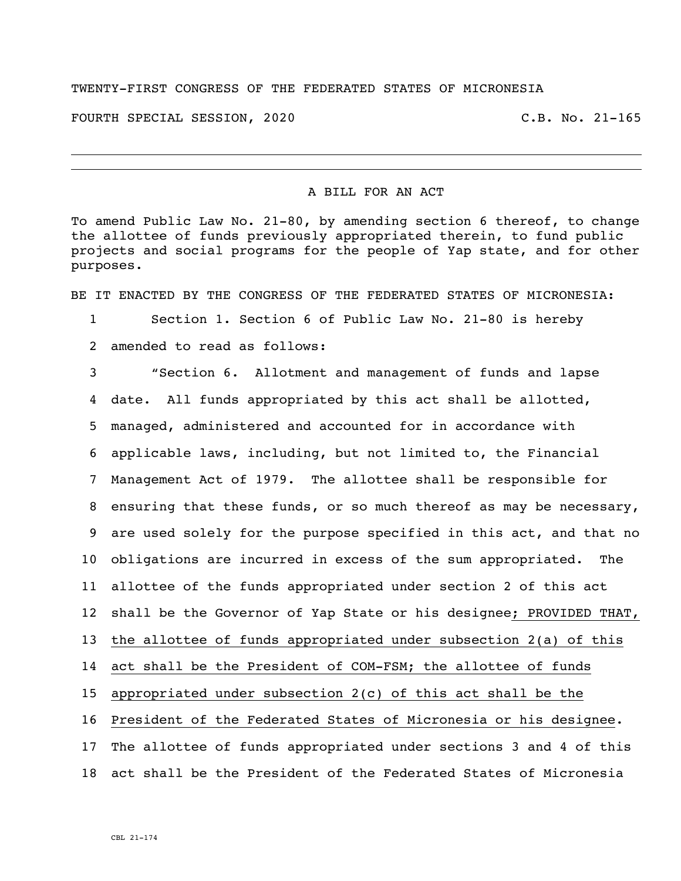TWENTY-FIRST CONGRESS OF THE FEDERATED STATES OF MICRONESIA

FOURTH SPECIAL SESSION, 2020 C.B. No. 21-165

A BILL FOR AN ACT

To amend Public Law No. 21-80, by amending section 6 thereof, to change the allottee of funds previously appropriated therein, to fund public projects and social programs for the people of Yap state, and for other purposes.

BE IT ENACTED BY THE CONGRESS OF THE FEDERATED STATES OF MICRONESIA:

1 Section 1. Section 6 of Public Law No. 21-80 is hereby
2 amended to read as follows:
3 "Section 6. Allotment and management of funds and lapse
4 date. All funds appropriated by this act shall be allotted,
5 managed, administered and accounted for in accordance with
6 applicable laws, including, but not limited to, the Financial
7 Management Act of 1979. The allottee shall be responsible for
8 ensuring that these funds, or so much thereof as may be necessary,
9 are used solely for the purpose specified in this act, and that no
10 obligations are incurred in excess of the sum appropriated. The
11 allottee of the funds appropriated under section 2 of this act
12 shall be the Governor of Yap State or his designee<u>; PROVIDED THAT,</u>
13 <u>the allottee of funds appropriated under subsection 2(a) of this</u>
14 <u>act shall be the President of COM-FSM; the allottee of funds</u>
15 <u>appropriated under subsection 2(c) of this act shall be the</u>
16 <u>President of the Federated States of Micronesia or his designee</u>.
17 The allottee of funds appropriated under sections 3 and 4 of this
18 act shall be the President of the Federated States of Micronesia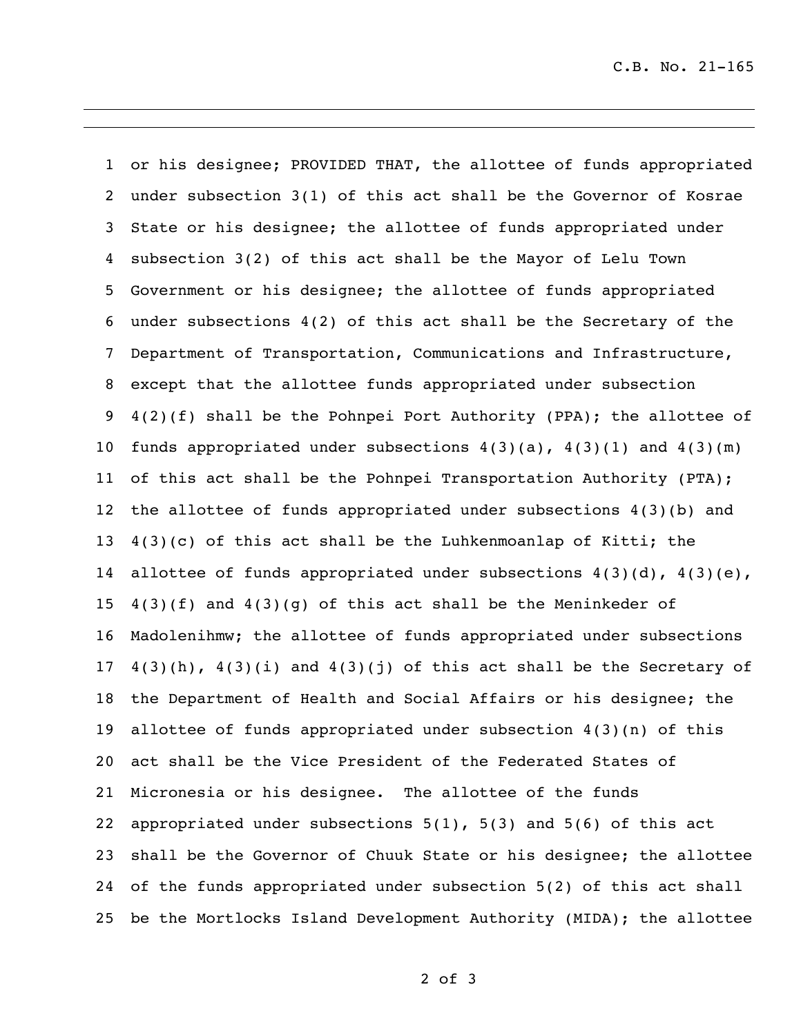or his designee; PROVIDED THAT, the allottee of funds appropriated under subsection 3(1) of this act shall be the Governor of Kosrae State or his designee; the allottee of funds appropriated under subsection 3(2) of this act shall be the Mayor of Lelu Town Government or his designee; the allottee of funds appropriated under subsections 4(2) of this act shall be the Secretary of the Department of Transportation, Communications and Infrastructure, except that the allottee funds appropriated under subsection 4(2)(f) shall be the Pohnpei Port Authority (PPA); the allottee of funds appropriated under subsections 4(3)(a), 4(3)(l) and 4(3)(m) of this act shall be the Pohnpei Transportation Authority (PTA); the allottee of funds appropriated under subsections 4(3)(b) and 4(3)(c) of this act shall be the Luhkenmoanlap of Kitti; the allottee of funds appropriated under subsections 4(3)(d), 4(3)(e), 4(3)(f) and 4(3)(g) of this act shall be the Meninkeder of Madolenihmw; the allottee of funds appropriated under subsections 4(3)(h), 4(3)(i) and 4(3)(j) of this act shall be the Secretary of the Department of Health and Social Affairs or his designee; the allottee of funds appropriated under subsection 4(3)(n) of this act shall be the Vice President of the Federated States of Micronesia or his designee. The allottee of the funds appropriated under subsections 5(1), 5(3) and 5(6) of this act shall be the Governor of Chuuk State or his designee; the allottee of the funds appropriated under subsection 5(2) of this act shall be the Mortlocks Island Development Authority (MIDA); the allottee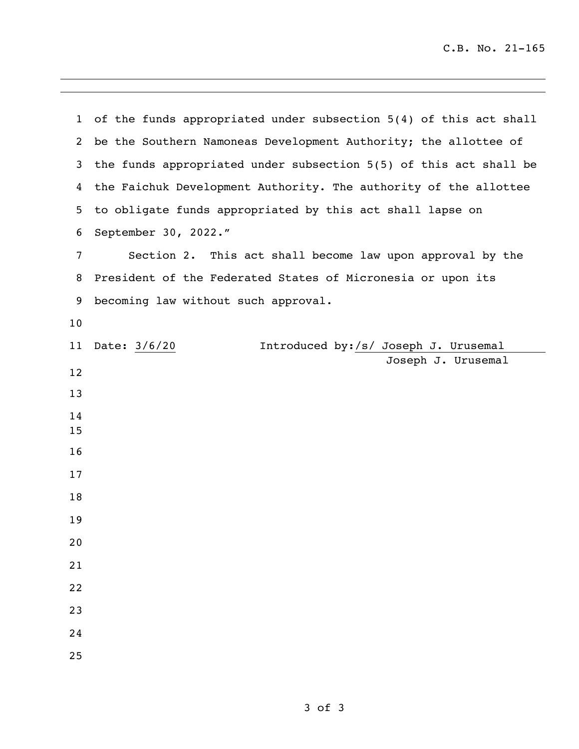of the funds appropriated under subsection 5(4) of this act shall be the Southern Namoneas Development Authority; the allottee of the funds appropriated under subsection 5(5) of this act shall be the Faichuk Development Authority. The authority of the allottee to obligate funds appropriated by this act shall lapse on September 30, 2022."

Section 2. This act shall become law upon approval by the President of the Federated States of Micronesia or upon its becoming law without such approval.

Date: 3/6/20 Introduced by: /s/ Joseph J. Urusemal

Joseph J. Urusemal